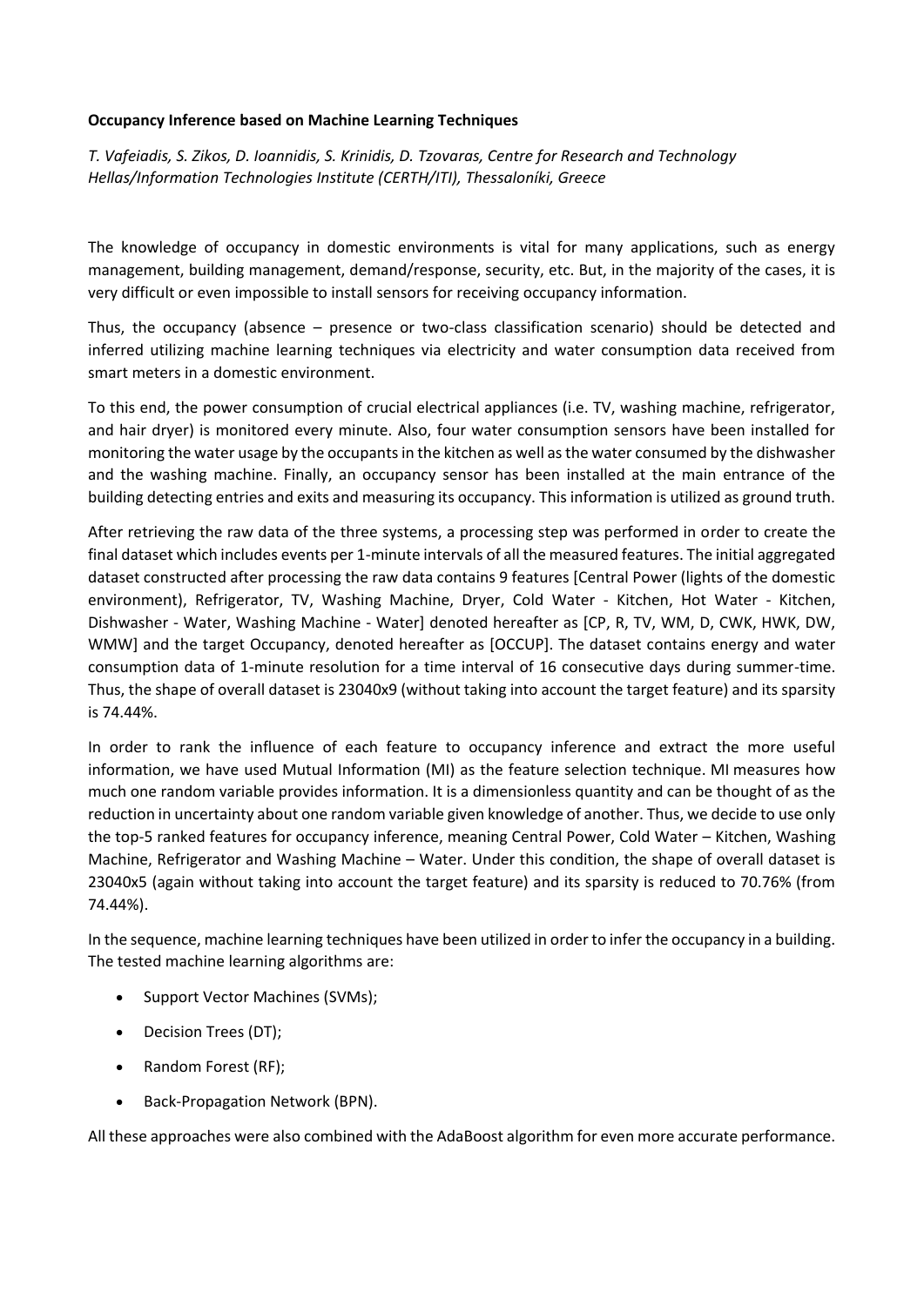**Occupancy Inference based on Machine Learning Techniques**

*T. Vafeiadis, S. Zikos, D. Ioannidis, S. Krinidis, D. Tzovaras, Centre for Research and Technology Hellas/Information Technologies Institute (CERTH/ITI), Thessaloníki, Greece*

The knowledge of occupancy in domestic environments is vital for many applications, such as energy management, building management, demand/response, security, etc. But, in the majority of the cases, it is very difficult or even impossible to install sensors for receiving occupancy information.

Thus, the occupancy (absence – presence or two-class classification scenario) should be detected and inferred utilizing machine learning techniques via electricity and water consumption data received from smart meters in a domestic environment.

To this end, the power consumption of crucial electrical appliances (i.e. TV, washing machine, refrigerator, and hair dryer) is monitored every minute. Also, four water consumption sensors have been installed for monitoring the water usage by the occupants in the kitchen as well as the water consumed by the dishwasher and the washing machine. Finally, an occupancy sensor has been installed at the main entrance of the building detecting entries and exits and measuring its occupancy. This information is utilized as ground truth.

After retrieving the raw data of the three systems, a processing step was performed in order to create the final dataset which includes events per 1-minute intervals of all the measured features. The initial aggregated dataset constructed after processing the raw data contains 9 features [Central Power (lights of the domestic environment), Refrigerator, TV, Washing Machine, Dryer, Cold Water - Kitchen, Hot Water - Kitchen, Dishwasher - Water, Washing Machine - Water] denoted hereafter as [CP, R, TV, WM, D, CWK, HWK, DW, WMW] and the target Occupancy, denoted hereafter as [OCCUP]. The dataset contains energy and water consumption data of 1-minute resolution for a time interval of 16 consecutive days during summer-time. Thus, the shape of overall dataset is 23040x9 (without taking into account the target feature) and its sparsity is 74.44%.

In order to rank the influence of each feature to occupancy inference and extract the more useful information, we have used Mutual Information (MI) as the feature selection technique. MI measures how much one random variable provides information. It is a dimensionless quantity and can be thought of as the reduction in uncertainty about one random variable given knowledge of another. Thus, we decide to use only the top-5 ranked features for occupancy inference, meaning Central Power, Cold Water – Kitchen, Washing Machine, Refrigerator and Washing Machine – Water. Under this condition, the shape of overall dataset is 23040x5 (again without taking into account the target feature) and its sparsity is reduced to 70.76% (from 74.44%).

In the sequence, machine learning techniques have been utilized in order to infer the occupancy in a building. The tested machine learning algorithms are:

- Support Vector Machines (SVMs);
- Decision Trees (DT);
- Random Forest (RF);
- Back-Propagation Network (BPN).

All these approaches were also combined with the AdaBoost algorithm for even more accurate performance.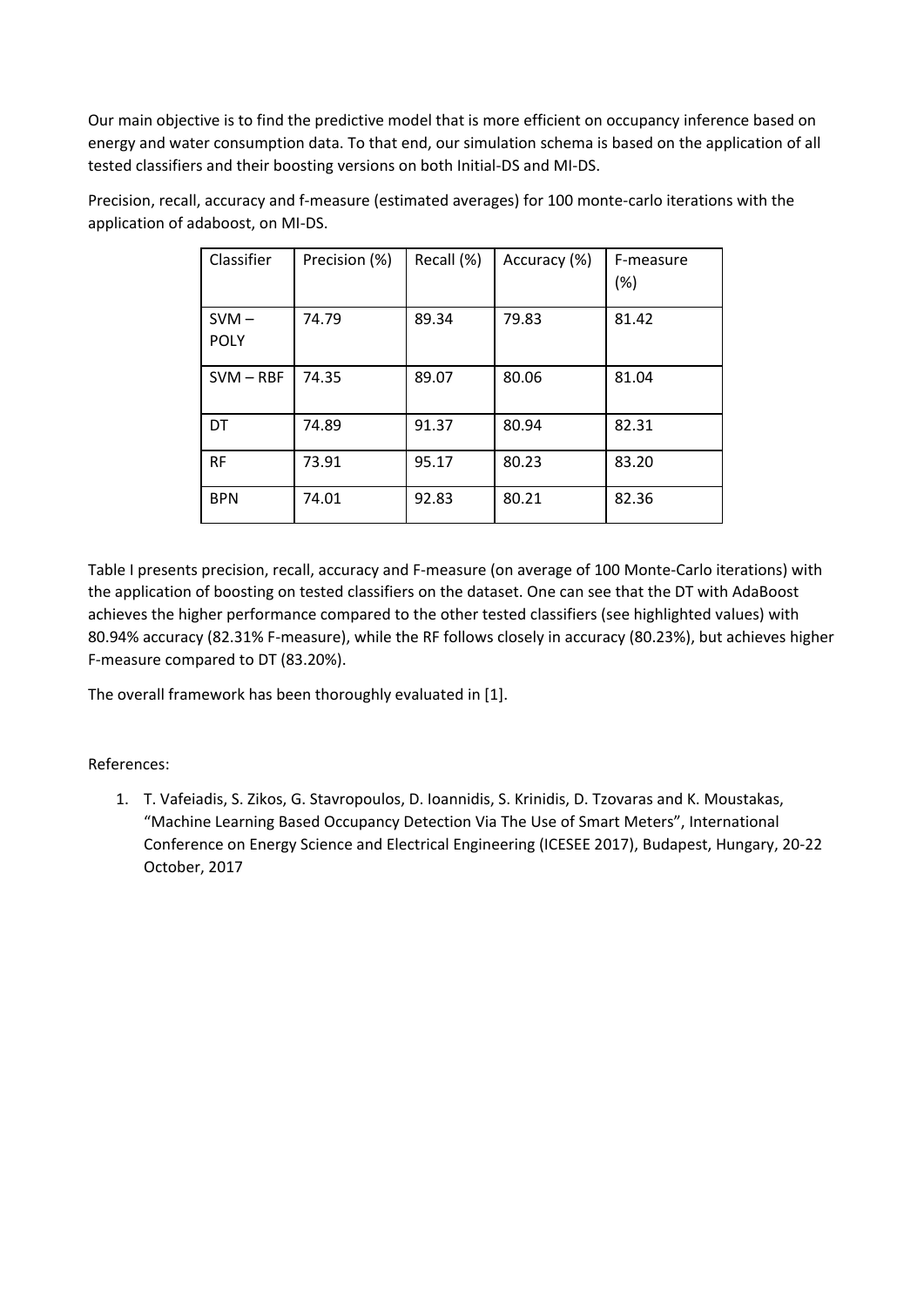Our main objective is to find the predictive model that is more efficient on occupancy inference based on energy and water consumption data. To that end, our simulation schema is based on the application of all tested classifiers and their boosting versions on both Initial-DS and MI-DS.

Precision, recall, accuracy and f-measure (estimated averages) for 100 monte-carlo iterations with the application of adaboost, on MI-DS.

| Classifier | Precision (%) | Recall (%) | Accuracy (%) | F-measure (%) |
|---|---|---|---|---|
| SVM – POLY | 74.79 | 89.34 | 79.83 | 81.42 |
| SVM – RBF | 74.35 | 89.07 | 80.06 | 81.04 |
| DT | 74.89 | 91.37 | 80.94 | 82.31 |
| RF | 73.91 | 95.17 | 80.23 | 83.20 |
| BPN | 74.01 | 92.83 | 80.21 | 82.36 |

Table I presents precision, recall, accuracy and F-measure (on average of 100 Monte-Carlo iterations) with the application of boosting on tested classifiers on the dataset. One can see that the DT with AdaBoost achieves the higher performance compared to the other tested classifiers (see highlighted values) with 80.94% accuracy (82.31% F-measure), while the RF follows closely in accuracy (80.23%), but achieves higher F-measure compared to DT (83.20%).

The overall framework has been thoroughly evaluated in [1].

References:

1. T. Vafeiadis, S. Zikos, G. Stavropoulos, D. Ioannidis, S. Krinidis, D. Tzovaras and K. Moustakas, "Machine Learning Based Occupancy Detection Via The Use of Smart Meters", International Conference on Energy Science and Electrical Engineering (ICESEE 2017), Budapest, Hungary, 20-22 October, 2017